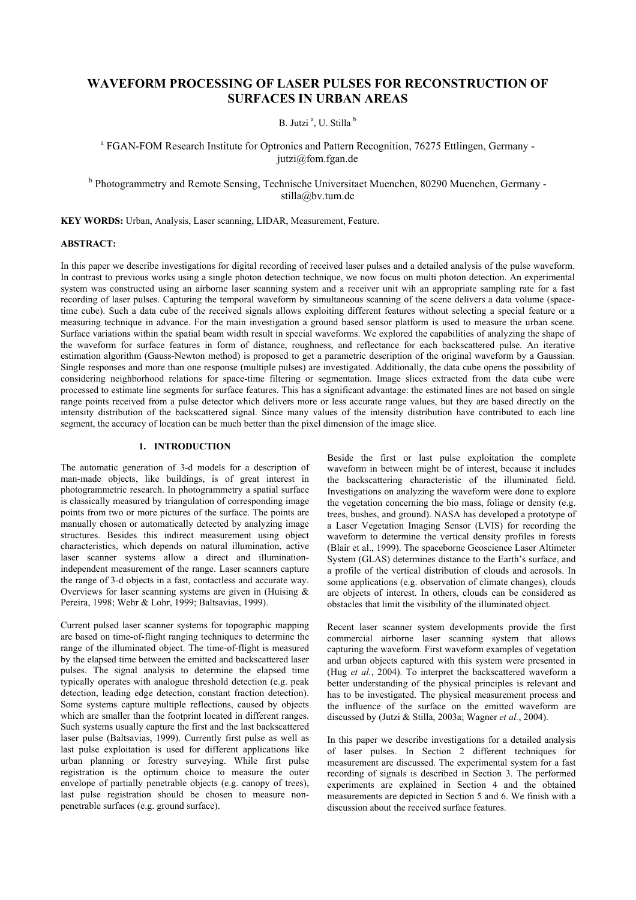# WAVEFORM PROCESSING OF LASER PULSES FOR RECONSTRUCTION OF SURFACES IN URBAN AREAS

B. Jutzi [a], U. Stilla [b]

[a] FGAN-FOM Research Institute for Optronics and Pattern Recognition, 76275 Ettlingen, Germany - jutzi@fom.fgan.de

[b] Photogrammetry and Remote Sensing, Technische Universitaet Muenchen, 80290 Muenchen, Germany - stilla@bv.tum.de

**KEY WORDS:** Urban, Analysis, Laser scanning, LIDAR, Measurement, Feature.

**ABSTRACT:**

In this paper we describe investigations for digital recording of received laser pulses and a detailed analysis of the pulse waveform. In contrast to previous works using a single photon detection technique, we now focus on multi photon detection. An experimental system was constructed using an airborne laser scanning system and a receiver unit wih an appropriate sampling rate for a fast recording of laser pulses. Capturing the temporal waveform by simultaneous scanning of the scene delivers a data volume (space-time cube). Such a data cube of the received signals allows exploiting different features without selecting a special feature or a measuring technique in advance. For the main investigation a ground based sensor platform is used to measure the urban scene. Surface variations within the spatial beam width result in special waveforms. We explored the capabilities of analyzing the shape of the waveform for surface features in form of distance, roughness, and reflectance for each backscattered pulse. An iterative estimation algorithm (Gauss-Newton method) is proposed to get a parametric description of the original waveform by a Gaussian. Single responses and more than one response (multiple pulses) are investigated. Additionally, the data cube opens the possibility of considering neighborhood relations for space-time filtering or segmentation. Image slices extracted from the data cube were processed to estimate line segments for surface features. This has a significant advantage: the estimated lines are not based on single range points received from a pulse detector which delivers more or less accurate range values, but they are based directly on the intensity distribution of the backscattered signal. Since many values of the intensity distribution have contributed to each line segment, the accuracy of location can be much better than the pixel dimension of the image slice.

## 1. INTRODUCTION

The automatic generation of 3-d models for a description of man-made objects, like buildings, is of great interest in photogrammetric research. In photogrammetry a spatial surface is classically measured by triangulation of corresponding image points from two or more pictures of the surface. The points are manually chosen or automatically detected by analyzing image structures. Besides this indirect measurement using object characteristics, which depends on natural illumination, active laser scanner systems allow a direct and illumination-independent measurement of the range. Laser scanners capture the range of 3-d objects in a fast, contactless and accurate way. Overviews for laser scanning systems are given in (Huising & Pereira, 1998; Wehr & Lohr, 1999; Baltsavias, 1999).

Current pulsed laser scanner systems for topographic mapping are based on time-of-flight ranging techniques to determine the range of the illuminated object. The time-of-flight is measured by the elapsed time between the emitted and backscattered laser pulses. The signal analysis to determine the elapsed time typically operates with analogue threshold detection (e.g. peak detection, leading edge detection, constant fraction detection). Some systems capture multiple reflections, caused by objects which are smaller than the footprint located in different ranges. Such systems usually capture the first and the last backscattered laser pulse (Baltsavias, 1999). Currently first pulse as well as last pulse exploitation is used for different applications like urban planning or forestry surveying. While first pulse registration is the optimum choice to measure the outer envelope of partially penetrable objects (e.g. canopy of trees), last pulse registration should be chosen to measure non-penetrable surfaces (e.g. ground surface).

Beside the first or last pulse exploitation the complete waveform in between might be of interest, because it includes the backscattering characteristic of the illuminated field. Investigations on analyzing the waveform were done to explore the vegetation concerning the bio mass, foliage or density (e.g. trees, bushes, and ground). NASA has developed a prototype of a Laser Vegetation Imaging Sensor (LVIS) for recording the waveform to determine the vertical density profiles in forests (Blair et al., 1999). The spaceborne Geoscience Laser Altimeter System (GLAS) determines distance to the Earth's surface, and a profile of the vertical distribution of clouds and aerosols. In some applications (e.g. observation of climate changes), clouds are objects of interest. In others, clouds can be considered as obstacles that limit the visibility of the illuminated object.

Recent laser scanner system developments provide the first commercial airborne laser scanning system that allows capturing the waveform. First waveform examples of vegetation and urban objects captured with this system were presented in (Hug *et al.*, 2004). To interpret the backscattered waveform a better understanding of the physical principles is relevant and has to be investigated. The physical measurement process and the influence of the surface on the emitted waveform are discussed by (Jutzi & Stilla, 2003a; Wagner *et al.*, 2004).

In this paper we describe investigations for a detailed analysis of laser pulses. In Section 2 different techniques for measurement are discussed. The experimental system for a fast recording of signals is described in Section 3. The performed experiments are explained in Section 4 and the obtained measurements are depicted in Section 5 and 6. We finish with a discussion about the received surface features.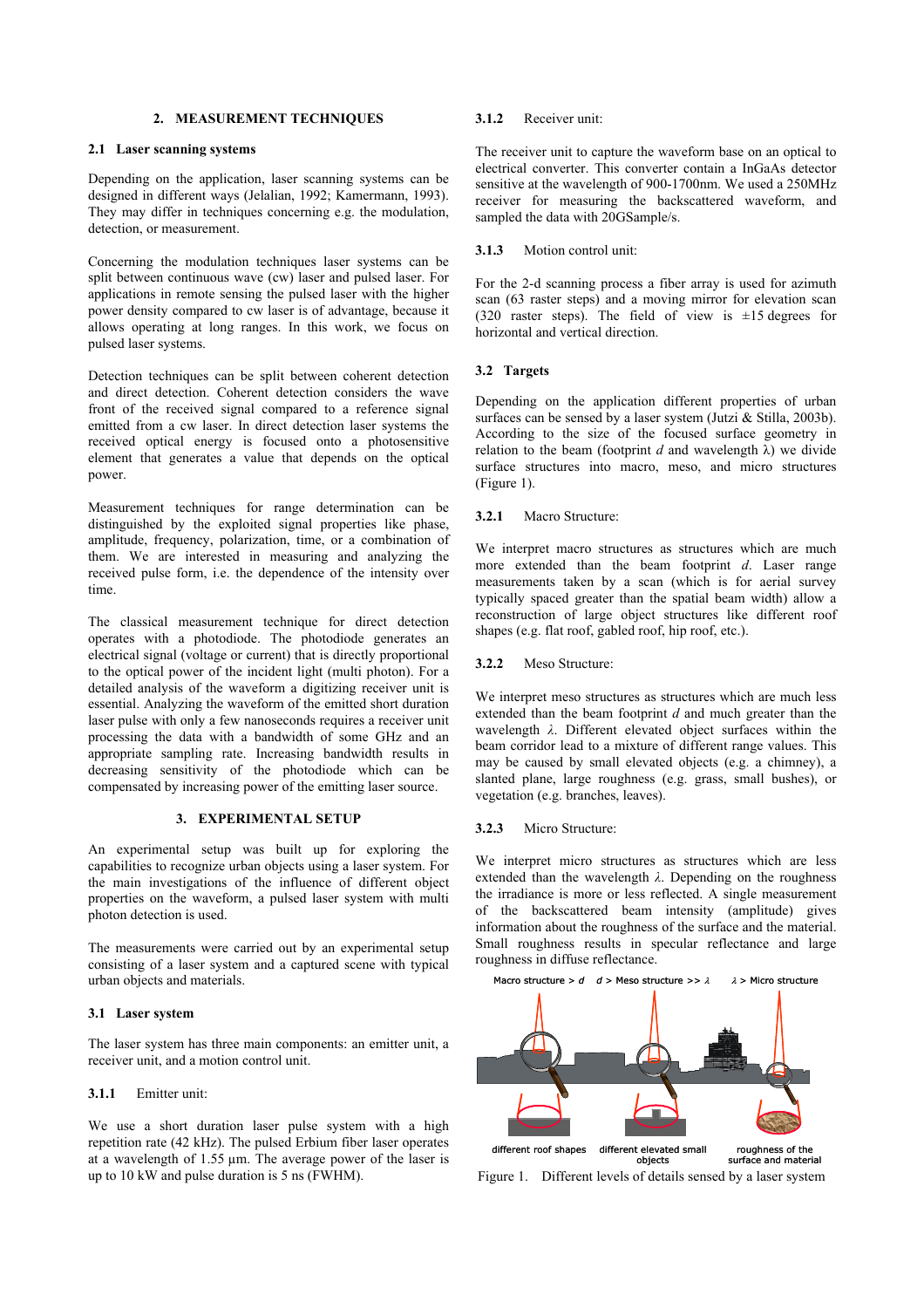## 2. MEASUREMENT TECHNIQUES

### 2.1 Laser scanning systems

Depending on the application, laser scanning systems can be designed in different ways (Jelalian, 1992; Kamermann, 1993). They may differ in techniques concerning e.g. the modulation, detection, or measurement.

Concerning the modulation techniques laser systems can be split between continuous wave (cw) laser and pulsed laser. For applications in remote sensing the pulsed laser with the higher power density compared to cw laser is of advantage, because it allows operating at long ranges. In this work, we focus on pulsed laser systems.

Detection techniques can be split between coherent detection and direct detection. Coherent detection considers the wave front of the received signal compared to a reference signal emitted from a cw laser. In direct detection laser systems the received optical energy is focused onto a photosensitive element that generates a value that depends on the optical power.

Measurement techniques for range determination can be distinguished by the exploited signal properties like phase, amplitude, frequency, polarization, time, or a combination of them. We are interested in measuring and analyzing the received pulse form, i.e. the dependence of the intensity over time.

The classical measurement technique for direct detection operates with a photodiode. The photodiode generates an electrical signal (voltage or current) that is directly proportional to the optical power of the incident light (multi photon). For a detailed analysis of the waveform a digitizing receiver unit is essential. Analyzing the waveform of the emitted short duration laser pulse with only a few nanoseconds requires a receiver unit processing the data with a bandwidth of some GHz and an appropriate sampling rate. Increasing bandwidth results in decreasing sensitivity of the photodiode which can be compensated by increasing power of the emitting laser source.

## 3. EXPERIMENTAL SETUP

An experimental setup was built up for exploring the capabilities to recognize urban objects using a laser system. For the main investigations of the influence of different object properties on the waveform, a pulsed laser system with multi photon detection is used.

The measurements were carried out by an experimental setup consisting of a laser system and a captured scene with typical urban objects and materials.

### 3.1 Laser system

The laser system has three main components: an emitter unit, a receiver unit, and a motion control unit.

#### 3.1.1 Emitter unit:

We use a short duration laser pulse system with a high repetition rate (42 kHz). The pulsed Erbium fiber laser operates at a wavelength of 1.55 µm. The average power of the laser is up to 10 kW and pulse duration is 5 ns (FWHM).

#### 3.1.2 Receiver unit:

The receiver unit to capture the waveform base on an optical to electrical converter. This converter contain a InGaAs detector sensitive at the wavelength of 900-1700nm. We used a 250MHz receiver for measuring the backscattered waveform, and sampled the data with 20GSample/s.

#### 3.1.3 Motion control unit:

For the 2-d scanning process a fiber array is used for azimuth scan (63 raster steps) and a moving mirror for elevation scan (320 raster steps). The field of view is ±15 degrees for horizontal and vertical direction.

### 3.2 Targets

Depending on the application different properties of urban surfaces can be sensed by a laser system (Jutzi & Stilla, 2003b). According to the size of the focused surface geometry in relation to the beam (footprint $d$ and wavelength $\lambda$) we divide surface structures into macro, meso, and micro structures (Figure 1).

#### 3.2.1 Macro Structure:

We interpret macro structures as structures which are much more extended than the beam footprint $d$. Laser range measurements taken by a scan (which is for aerial survey typically spaced greater than the spatial beam width) allow a reconstruction of large object structures like different roof shapes (e.g. flat roof, gabled roof, hip roof, etc.).

#### 3.2.2 Meso Structure:

We interpret meso structures as structures which are much less extended than the beam footprint $d$ and much greater than the wavelength $\lambda$. Different elevated object surfaces within the beam corridor lead to a mixture of different range values. This may be caused by small elevated objects (e.g. a chimney), a slanted plane, large roughness (e.g. grass, small bushes), or vegetation (e.g. branches, leaves).

#### 3.2.3 Micro Structure:

We interpret micro structures as structures which are less extended than the wavelength $\lambda$. Depending on the roughness the irradiance is more or less reflected. A single measurement of the backscattered beam intensity (amplitude) gives information about the roughness of the surface and the material. Small roughness results in specular reflectance and large roughness in diffuse reflectance.

Macro structure > $d$ | $d$ > Meso structure >> $\lambda$ | $\lambda$ > Micro structure

different roof shapes | different elevated small objects | roughness of the surface and material

Figure 1. Different levels of details sensed by a laser system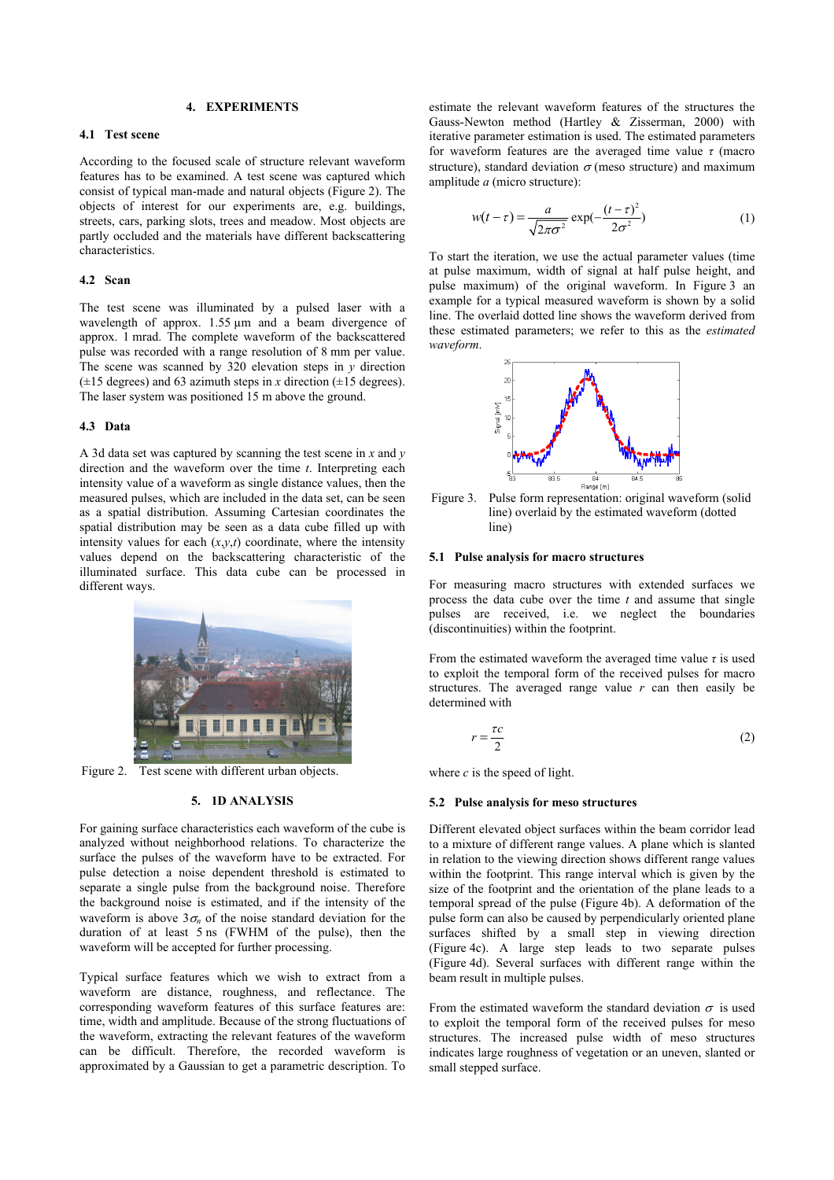## 4. EXPERIMENTS

### 4.1 Test scene

According to the focused scale of structure relevant waveform features has to be examined. A test scene was captured which consist of typical man-made and natural objects (Figure 2). The objects of interest for our experiments are, e.g. buildings, streets, cars, parking slots, trees and meadow. Most objects are partly occluded and the materials have different backscattering characteristics.

### 4.2 Scan

The test scene was illuminated by a pulsed laser with a wavelength of approx. 1.55 µm and a beam divergence of approx. 1 mrad. The complete waveform of the backscattered pulse was recorded with a range resolution of 8 mm per value. The scene was scanned by 320 elevation steps in $y$ direction (±15 degrees) and 63 azimuth steps in $x$ direction (±15 degrees). The laser system was positioned 15 m above the ground.

### 4.3 Data

A 3d data set was captured by scanning the test scene in $x$ and $y$ direction and the waveform over the time $t$. Interpreting each intensity value of a waveform as single distance values, then the measured pulses, which are included in the data set, can be seen as a spatial distribution. Assuming Cartesian coordinates the spatial distribution may be seen as a data cube filled up with intensity values for each $(x,y,t)$ coordinate, where the intensity values depend on the backscattering characteristic of the illuminated surface. This data cube can be processed in different ways.

Figure 2. Test scene with different urban objects.

## 5. 1D ANALYSIS

For gaining surface characteristics each waveform of the cube is analyzed without neighborhood relations. To characterize the surface the pulses of the waveform have to be extracted. For pulse detection a noise dependent threshold is estimated to separate a single pulse from the background noise. Therefore the background noise is estimated, and if the intensity of the waveform is above $3\sigma_n$ of the noise standard deviation for the duration of at least 5 ns (FWHM of the pulse), then the waveform will be accepted for further processing.

Typical surface features which we wish to extract from a waveform are distance, roughness, and reflectance. The corresponding waveform features of this surface features are: time, width and amplitude. Because of the strong fluctuations of the waveform, extracting the relevant features of the waveform can be difficult. Therefore, the recorded waveform is approximated by a Gaussian to get a parametric description. To estimate the relevant waveform features of the structures the Gauss-Newton method (Hartley & Zisserman, 2000) with iterative parameter estimation is used. The estimated parameters for waveform features are the averaged time value $\tau$ (macro structure), standard deviation $\sigma$ (meso structure) and maximum amplitude $a$ (micro structure):

$$w(t-\tau) = \frac{a}{\sqrt{2\pi\sigma^2}} \exp\left(-\frac{(t-\tau)^2}{2\sigma^2}\right) \tag{1}$$

To start the iteration, we use the actual parameter values (time at pulse maximum, width of signal at half pulse height, and pulse maximum) of the original waveform. In Figure 3 an example for a typical measured waveform is shown by a solid line. The overlaid dotted line shows the waveform derived from these estimated parameters; we refer to this as the *estimated waveform*.

Figure 3. Pulse form representation: original waveform (solid line) overlaid by the estimated waveform (dotted line)

### 5.1 Pulse analysis for macro structures

For measuring macro structures with extended surfaces we process the data cube over the time $t$ and assume that single pulses are received, i.e. we neglect the boundaries (discontinuities) within the footprint.

From the estimated waveform the averaged time value $\tau$ is used to exploit the temporal form of the received pulses for macro structures. The averaged range value $r$ can then easily be determined with

$$r = \frac{\tau c}{2} \tag{2}$$

where $c$ is the speed of light.

### 5.2 Pulse analysis for meso structures

Different elevated object surfaces within the beam corridor lead to a mixture of different range values. A plane which is slanted in relation to the viewing direction shows different range values within the footprint. This range interval which is given by the size of the footprint and the orientation of the plane leads to a temporal spread of the pulse (Figure 4b). A deformation of the pulse form can also be caused by perpendicularly oriented plane surfaces shifted by a small step in viewing direction (Figure 4c). A large step leads to two separate pulses (Figure 4d). Several surfaces with different range within the beam result in multiple pulses.

From the estimated waveform the standard deviation $\sigma$ is used to exploit the temporal form of the received pulses for meso structures. The increased pulse width of meso structures indicates large roughness of vegetation or an uneven, slanted or small stepped surface.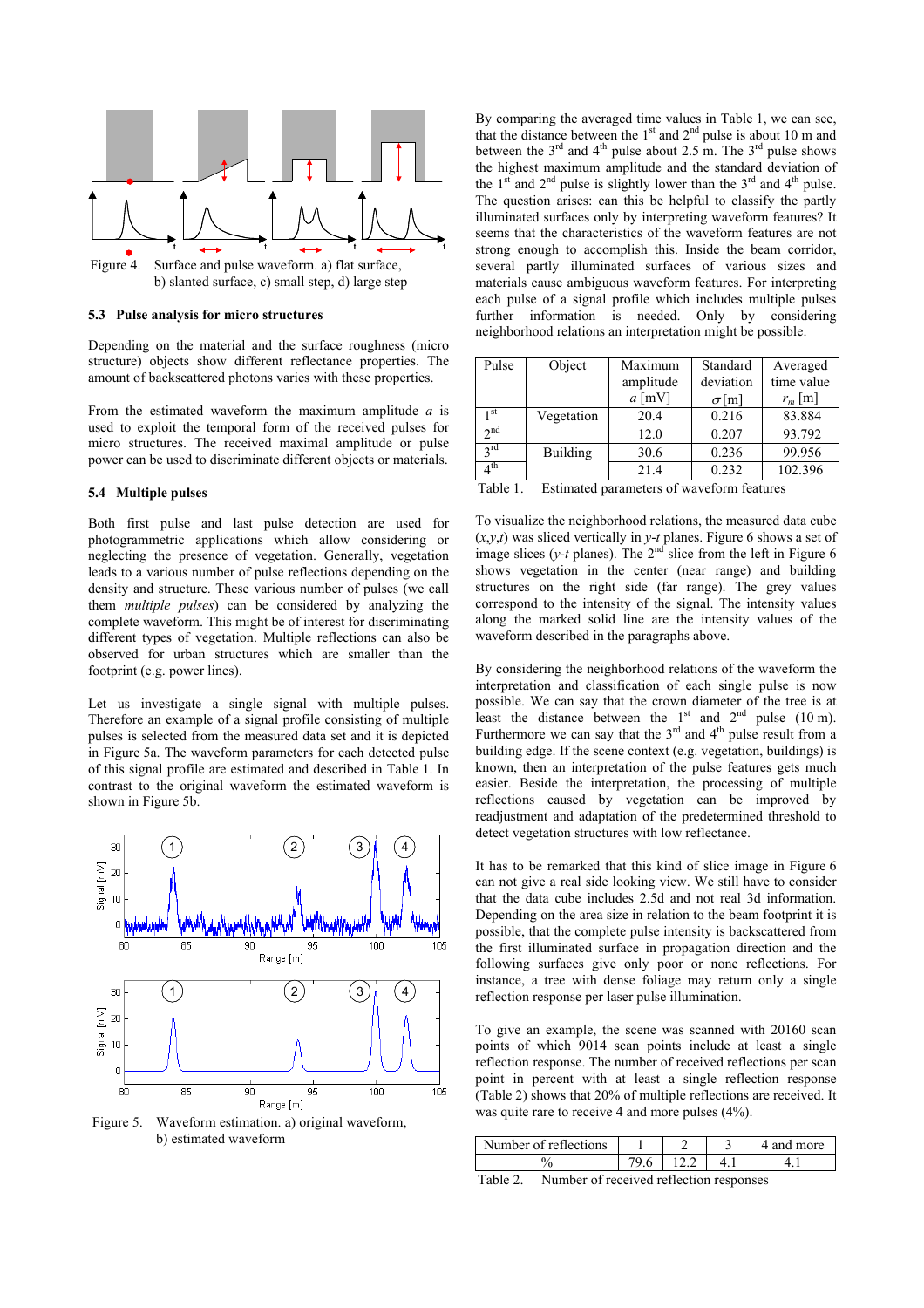Figure 4. Surface and pulse waveform. a) flat surface, b) slanted surface, c) small step, d) large step

### 5.3 Pulse analysis for micro structures

Depending on the material and the surface roughness (micro structure) objects show different reflectance properties. The amount of backscattered photons varies with these properties.

From the estimated waveform the maximum amplitude $a$ is used to exploit the temporal form of the received pulses for micro structures. The received maximal amplitude or pulse power can be used to discriminate different objects or materials.

### 5.4 Multiple pulses

Both first pulse and last pulse detection are used for photogrammetric applications which considering or neglecting the presence of vegetation. Generally, vegetation leads to a various number of pulse reflections depending on the density and structure. These various number of pulses (we call them *multiple pulses*) can be considered by analyzing the complete waveform. This might be of interest for discriminating different types of vegetation. Multiple reflections can also be observed for urban structures which are smaller than the footprint (e.g. power lines).

Let us investigate a single signal with multiple pulses. Therefore an example of a signal profile consisting of multiple pulses is selected from the measured data set and it is depicted in Figure 5a. The waveform parameters for each detected pulse of this signal profile are estimated and described in Table 1. In contrast to the original waveform the estimated waveform is shown in Figure 5b.

Figure 5. Waveform estimation. a) original waveform, b) estimated waveform

By comparing the averaged time values in Table 1, we can see, that the distance between the 1st and 2nd pulse is about 10 m and between the 3rd and 4th pulse about 2.5 m. The 3rd pulse shows the highest maximum amplitude and the standard deviation of the 1st and 2nd pulse is slightly lower than the 3rd and 4th pulse. The question arises: can this be helpful to classify the partly illuminated surfaces only by interpreting waveform features? It seems that the characteristics of the waveform features are not strong enough to accomplish this. Inside the beam corridor, several partly illuminated surfaces of various sizes and materials cause ambiguous waveform features. For interpreting each pulse of a signal profile which includes multiple pulses further information is needed. Only by considering neighborhood relations an interpretation might be possible.

| Pulse | Object | Maximum amplitude $a$ [mV] | Standard deviation $\sigma$ [m] | Averaged time value $r_m$ [m] |
|---|---|---|---|---|
| 1st | Vegetation | 20.4 | 0.216 | 83.884 |
| 2nd | | 12.0 | 0.207 | 93.792 |
| 3rd | Building | 30.6 | 0.236 | 99.956 |
| 4th | | 21.4 | 0.232 | 102.396 |

Table 1. Estimated parameters of waveform features

To visualize the neighborhood relations, the measured data cube ($x$,$y$,$t$) was sliced vertically in $y$-$t$ planes. Figure 6 shows a set of image slices ($y$-$t$ planes). The 2nd slice from the left in Figure 6 shows vegetation in the center (near range) and building structures on the right side (far range). The grey values correspond to the intensity of the signal. The intensity values along the marked solid line are the intensity values of the waveform described in the paragraphs above.

By considering the neighborhood relations of the waveform the interpretation and classification of each single pulse is now possible. We can say that the crown diameter of the tree is at least the distance between the 1st and 2nd pulse (10 m). Furthermore we can say that the 3rd and 4th pulse result from a building edge. If the scene context (e.g. vegetation, buildings) is known, then an interpretation of the pulse features gets much easier. Beside the interpretation, the processing of multiple reflections caused by vegetation can be improved by readjustment and adaptation of the predetermined threshold to detect vegetation structures with low reflectance.

It has to be remarked that this kind of slice image in Figure 6 can not give a real side looking view. We still have to consider that the data cube includes 2.5d and not real 3d information. Depending on the area size in relation to the beam footprint it is possible, that the complete pulse intensity is backscattered from the first illuminated surface in propagation direction and the following surfaces give only poor or none reflections. For instance, a tree with dense foliage may return only a single reflection response per laser pulse illumination.

To give an example, the scene was scanned with 20160 scan points of which 9014 scan points include at least a single reflection response. The number of received reflections per scan point in percent with at least a single reflection response (Table 2) shows that 20% of multiple reflections are received. It was quite rare to receive 4 and more pulses (4%).

| Number of reflections | 1 | 2 | 3 | 4 and more |
|---|---|---|---|---|
| % | 79.6 | 12.2 | 4.1 | 4.1 |

Table 2. Number of received reflection responses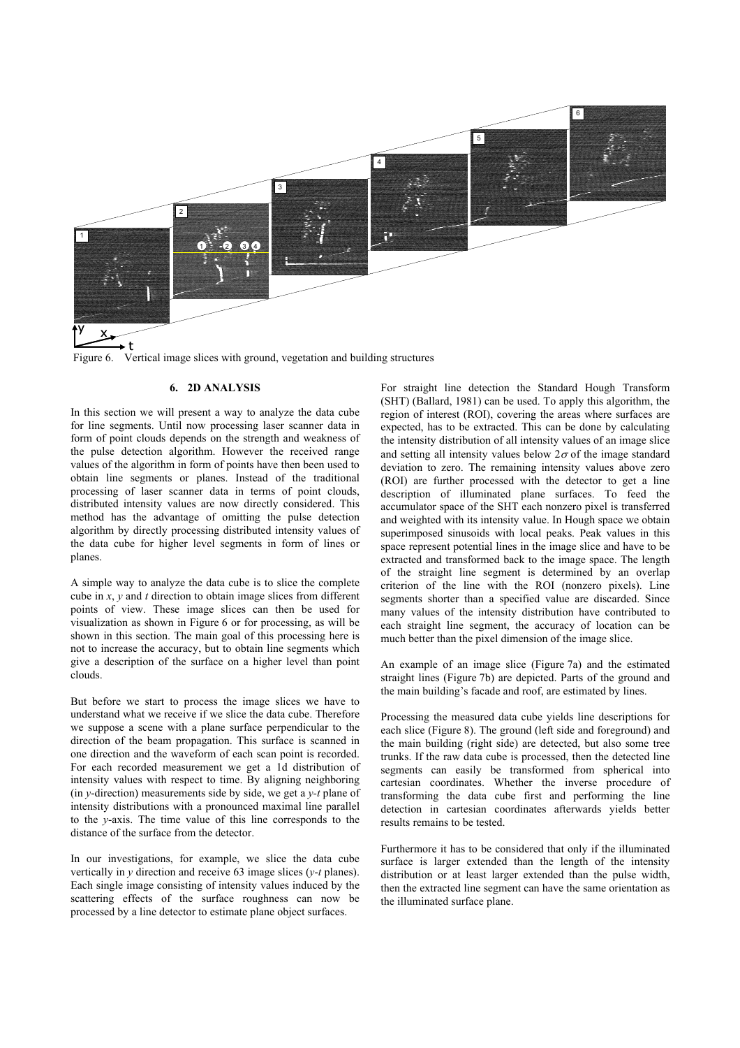Figure 6. Vertical image slices with ground, vegetation and building structures

## 6. 2D ANALYSIS

In this section we will present a way to analyze the data cube for line segments. Until now processing laser scanner data in form of point clouds depends on the strength and weakness of the pulse detection algorithm. However the received range values of the algorithm in form of points have then been used to obtain line segments or planes. Instead of the traditional processing of laser scanner data in terms of point clouds, distributed intensity values are now directly considered. This method has the advantage of omitting the pulse detection algorithm by directly processing distributed intensity values of the data cube for higher level segments in form of lines or planes.

A simple way to analyze the data cube is to slice the complete cube in *x*, *y* and *t* direction to obtain image slices from different points of view. These image slices can then be used for visualization as shown in Figure 6 or for processing, as will be shown in this section. The main goal of this processing here is not to increase the accuracy, but to obtain line segments which give a description of the surface on a higher level than point clouds.

But before we start to process the image slices we have to understand what we receive if we slice the data cube. Therefore we suppose a scene with a plane surface perpendicular to the direction of the beam propagation. This surface is scanned in one direction and the waveform of each scan point is recorded. For each recorded measurement we get a 1d distribution of intensity values with respect to time. By aligning neighboring (in *y*-direction) measurements side by side, we get a *y*-*t* plane of intensity distributions with a pronounced maximal line parallel to the *y*-axis. The time value of this line corresponds to the distance of the surface from the detector.

In our investigations, for example, we slice the data cube vertically in *y* direction and receive 63 image slices (*y*-*t* planes). Each single image consisting of intensity values induced by the scattering effects of the surface roughness can now be processed by a line detector to estimate plane object surfaces.

For straight line detection the Standard Hough Transform (SHT) (Ballard, 1981) can be used. To apply this algorithm, the region of interest (ROI), covering the areas where surfaces are expected, has to be extracted. This can be done by calculating the intensity distribution of all intensity values of an image slice and setting all intensity values below $2\sigma$ of the image standard deviation to zero. The remaining intensity values above zero (ROI) are further processed with the detector to get a line description of illuminated plane surfaces. To feed the accumulator space of the SHT each nonzero pixel is transferred and weighted with its intensity value. In Hough space we obtain superimposed sinusoids with local peaks. Peak values in this space represent potential lines in the image slice and have to be extracted and transformed back to the image space. The length of the straight line segment is determined by an overlap criterion of the line with the ROI (nonzero pixels). Line segments shorter than a specified value are discarded. Since many values of the intensity distribution have contributed to each straight line segment, the accuracy of location can be much better than the pixel dimension of the image slice.

An example of an image slice (Figure 7a) and the estimated straight lines (Figure 7b) are depicted. Parts of the ground and the main building's facade and roof, are estimated by lines.

Processing the measured data cube yields line descriptions for each slice (Figure 8). The ground (left side and foreground) and the main building (right side) are detected, but also some tree trunks. If the raw data cube is processed, then the detected line segments can easily be transformed from spherical into cartesian coordinates. Whether the inverse procedure of transforming the data cube first and performing the line detection in cartesian coordinates afterwards yields better results remains to be tested.

Furthermore it has to be considered that only if the illuminated surface is larger extended than the length of the intensity distribution or at least larger extended than the pulse width, then the extracted line segment can have the same orientation as the illuminated surface plane.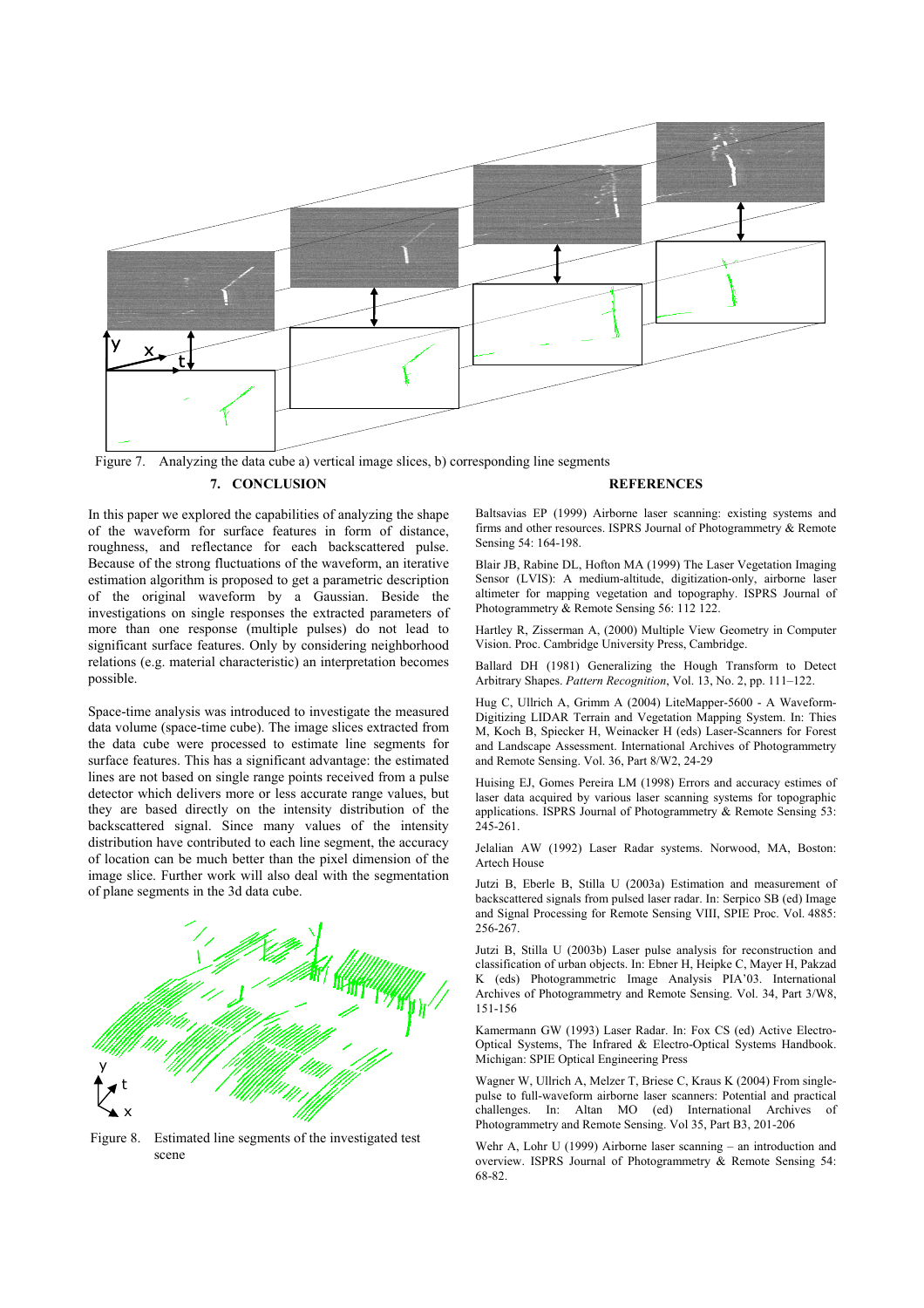y x t

Figure 7. Analyzing the data cube a) vertical image slices, b) corresponding line segments

## 7. CONCLUSION

In this paper we explored the capabilities of analyzing the shape of the waveform for surface features in form of distance, roughness, and reflectance for each backscattered pulse. Because of the strong fluctuations of the waveform, an iterative estimation algorithm is proposed to get a parametric description of the original waveform by a Gaussian. Beside the investigations on single responses the extracted parameters of more than one response (multiple pulses) do not lead to significant surface features. Only by considering neighborhood relations (e.g. material characteristic) an interpretation becomes possible.

Space-time analysis was introduced to investigate the measured data volume (space-time cube). The image slices extracted from the data cube were processed to estimate line segments for surface features. This has a significant advantage: the estimated lines are not based on single range points received from a pulse detector which delivers more or less accurate range values, but they are based directly on the intensity distribution of the backscattered signal. Since many values of the intensity distribution have contributed to each line segment, the accuracy of location can be much better than the pixel dimension of the image slice. Further work will also deal with the segmentation of plane segments in the 3d data cube.

y t x

Figure 8. Estimated line segments of the investigated test scene

## REFERENCES

Baltsavias EP (1999) Airborne laser scanning: existing systems and firms and other resources. ISPRS Journal of Photogrammetry & Remote Sensing 54: 164-198.

Blair JB, Rabine DL, Hofton MA (1999) The Laser Vegetation Imaging Sensor (LVIS): A medium-altitude, digitization-only, airborne laser altimeter for mapping vegetation and topography. ISPRS Journal of Photogrammetry & Remote Sensing 56: 112 122.

Hartley R, Zisserman A, (2000) Multiple View Geometry in Computer Vision. Proc. Cambridge University Press, Cambridge.

Ballard DH (1981) Generalizing the Hough Transform to Detect Arbitrary Shapes. *Pattern Recognition*, Vol. 13, No. 2, pp. 111–122.

Hug C, Ullrich A, Grimm A (2004) LiteMapper-5600 - A Waveform-Digitizing LIDAR Terrain and Vegetation Mapping System. In: Thies M, Koch B, Spiecker H, Weinacker H (eds) Laser-Scanners for Forest and Landscape Assessment. International Archives of Photogrammetry and Remote Sensing. Vol. 36, Part 8/W2, 24-29

Huising EJ, Gomes Pereira LM (1998) Errors and accuracy estimes of laser data acquired by various laser scanning systems for topographic applications. ISPRS Journal of Photogrammetry & Remote Sensing 53: 245-261.

Jelalian AW (1992) Laser Radar systems. Norwood, MA, Boston: Artech House

Jutzi B, Eberle B, Stilla U (2003a) Estimation and measurement of backscattered signals from pulsed laser radar. In: Serpico SB (ed) Image and Signal Processing for Remote Sensing VIII, SPIE Proc. Vol. 4885: 256-267.

Jutzi B, Stilla U (2003b) Laser pulse analysis for reconstruction and classification of urban objects. In: Ebner H, Heipke C, Mayer H, Pakzad K (eds) Photogrammetric Image Analysis PIA'03. International Archives of Photogrammetry and Remote Sensing. Vol. 34, Part 3/W8, 151-156

Kamermann GW (1993) Laser Radar. In: Fox CS (ed) Active Electro-Optical Systems, The Infrared & Electro-Optical Systems Handbook. Michigan: SPIE Optical Engineering Press

Wagner W, Ullrich A, Melzer T, Briese C, Kraus K (2004) From single-pulse to full-waveform airborne laser scanners: Potential and practical challenges. In: Altan MO (ed) International Archives of Photogrammetry and Remote Sensing. Vol 35, Part B3, 201-206

Wehr A, Lohr U (1999) Airborne laser scanning – an introduction and overview. ISPRS Journal of Photogrammetry & Remote Sensing 54: 68-82.